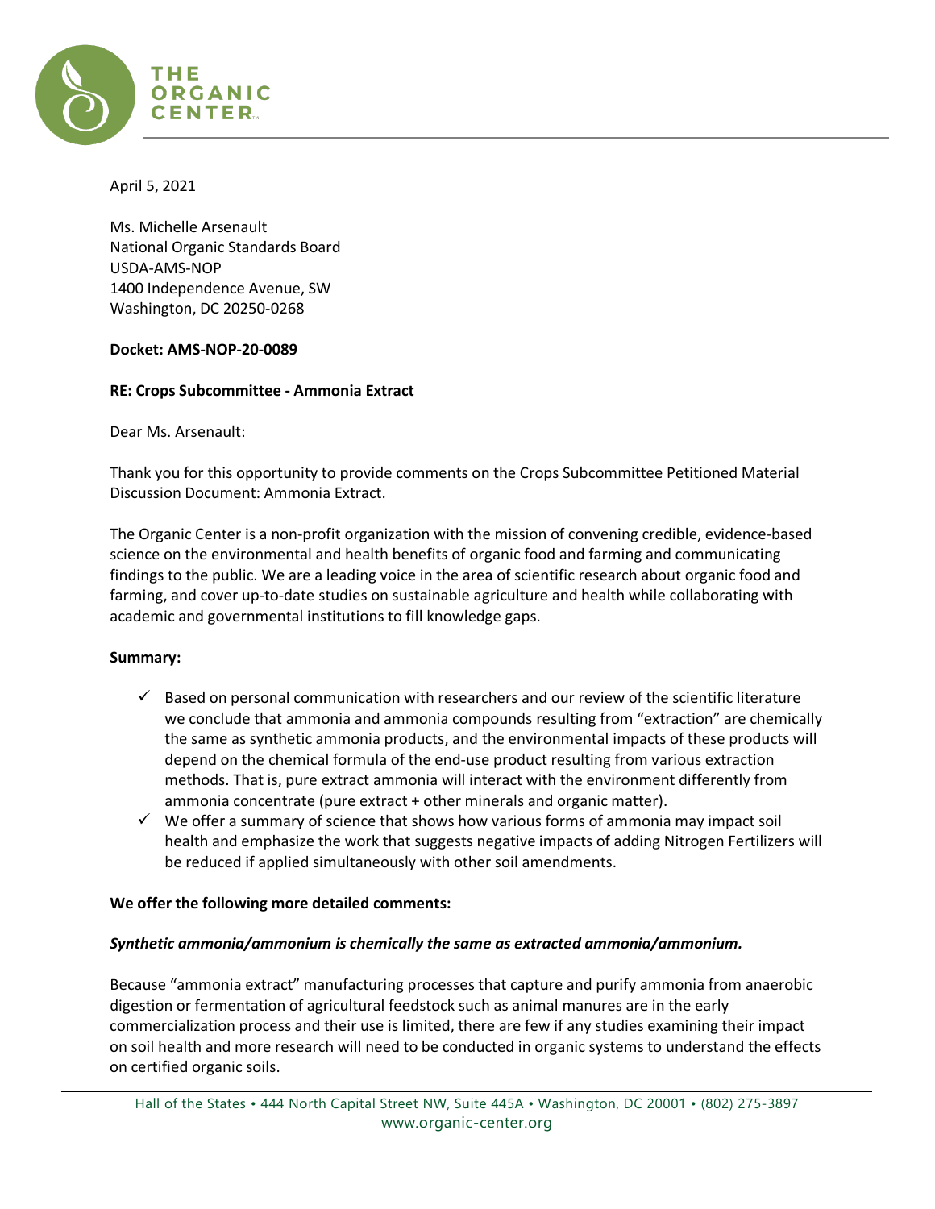April 5, 2021

Ms. Michelle Arsenault
National Organic Standards Board
USDA-AMS-NOP
1400 Independence Avenue, SW
Washington, DC 20250-0268

**Docket: AMS-NOP-20-0089**

**RE: Crops Subcommittee - Ammonia Extract**

Dear Ms. Arsenault:

Thank you for this opportunity to provide comments on the Crops Subcommittee Petitioned Material Discussion Document: Ammonia Extract.

The Organic Center is a non-profit organization with the mission of convening credible, evidence-based science on the environmental and health benefits of organic food and farming and communicating findings to the public. We are a leading voice in the area of scientific research about organic food and farming, and cover up-to-date studies on sustainable agriculture and health while collaborating with academic and governmental institutions to fill knowledge gaps.

**Summary:**

- ✓ Based on personal communication with researchers and our review of the scientific literature we conclude that ammonia and ammonia compounds resulting from "extraction" are chemically the same as synthetic ammonia products, and the environmental impacts of these products will depend on the chemical formula of the end-use product resulting from various extraction methods. That is, pure extract ammonia will interact with the environment differently from ammonia concentrate (pure extract + other minerals and organic matter).
- ✓ We offer a summary of science that shows how various forms of ammonia may impact soil health and emphasize the work that suggests negative impacts of adding Nitrogen Fertilizers will be reduced if applied simultaneously with other soil amendments.

**We offer the following more detailed comments:**

***Synthetic ammonia/ammonium is chemically the same as extracted ammonia/ammonium.***

Because "ammonia extract" manufacturing processes that capture and purify ammonia from anaerobic digestion or fermentation of agricultural feedstock such as animal manures are in the early commercialization process and their use is limited, there are few if any studies examining their impact on soil health and more research will need to be conducted in organic systems to understand the effects on certified organic soils.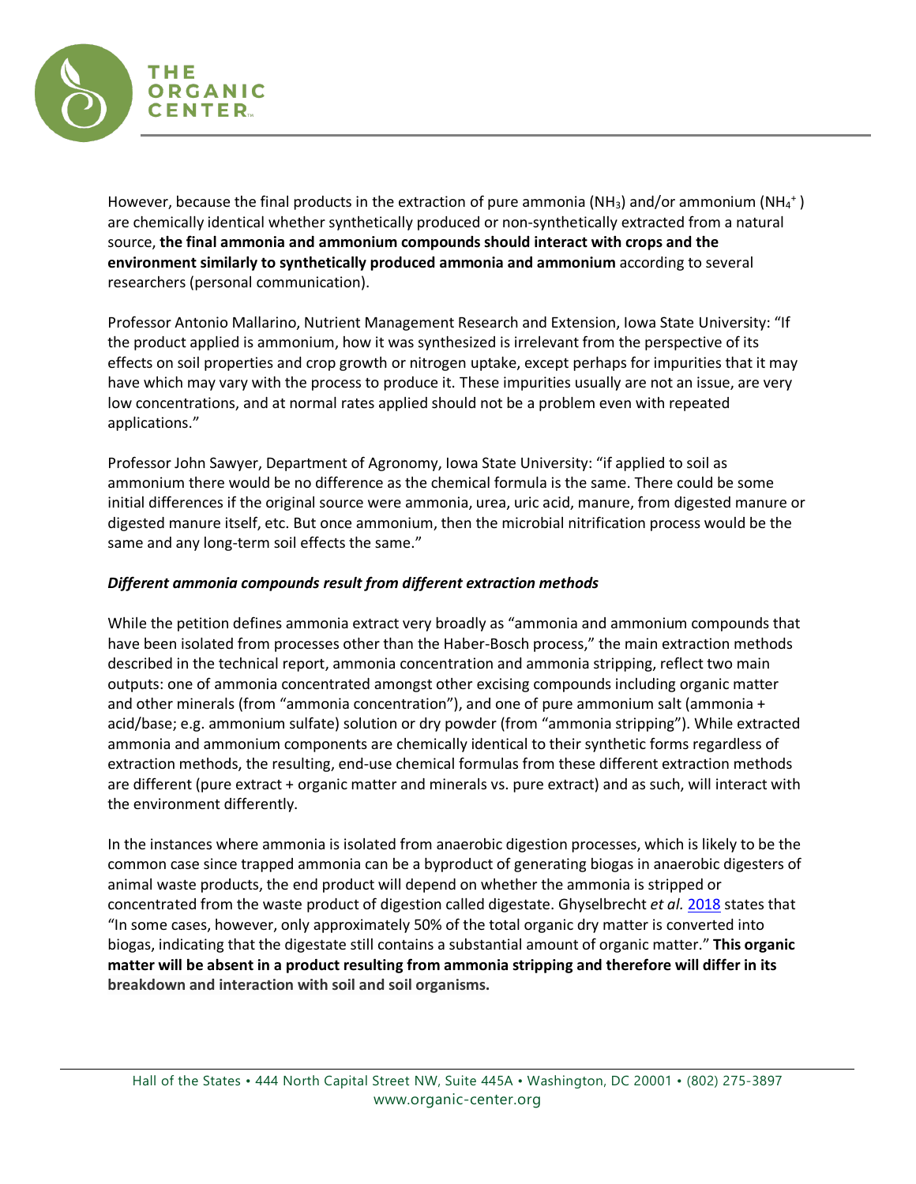However, because the final products in the extraction of pure ammonia ($NH_3$) and/or ammonium ($NH_4^+$) are chemically identical whether synthetically produced or non-synthetically extracted from a natural source, **the final ammonia and ammonium compounds should interact with crops and the environment similarly to synthetically produced ammonia and ammonium** according to several researchers (personal communication).

Professor Antonio Mallarino, Nutrient Management Research and Extension, Iowa State University: "If the product applied is ammonium, how it was synthesized is irrelevant from the perspective of its effects on soil properties and crop growth or nitrogen uptake, except perhaps for impurities that it may have which may vary with the process to produce it. These impurities usually are not an issue, are very low concentrations, and at normal rates applied should not be a problem even with repeated applications."

Professor John Sawyer, Department of Agronomy, Iowa State University: "if applied to soil as ammonium there would be no difference as the chemical formula is the same. There could be some initial differences if the original source were ammonia, urea, uric acid, manure, from digested manure or digested manure itself, etc. But once ammonium, then the microbial nitrification process would be the same and any long-term soil effects the same."

### *Different ammonia compounds result from different extraction methods*

While the petition defines ammonia extract very broadly as "ammonia and ammonium compounds that have been isolated from processes other than the Haber-Bosch process," the main extraction methods described in the technical report, ammonia concentration and ammonia stripping, reflect two main outputs: one of ammonia concentrated amongst other excising compounds including organic matter and other minerals (from "ammonia concentration"), and one of pure ammonium salt (ammonia + acid/base; e.g. ammonium sulfate) solution or dry powder (from "ammonia stripping"). While extracted ammonia and ammonium components are chemically identical to their synthetic forms regardless of extraction methods, the resulting, end-use chemical formulas from these different extraction methods are different (pure extract + organic matter and minerals vs. pure extract) and as such, will interact with the environment differently.

In the instances where ammonia is isolated from anaerobic digestion processes, which is likely to be the common case since trapped ammonia can be a byproduct of generating biogas in anaerobic digesters of animal waste products, the end product will depend on whether the ammonia is stripped or concentrated from the waste product of digestion called digestate. Ghyselbrecht *et al.* 2018 states that "In some cases, however, only approximately 50% of the total organic dry matter is converted into biogas, indicating that the digestate still contains a substantial amount of organic matter." **This organic matter will be absent in a product resulting from ammonia stripping and therefore will differ in its breakdown and interaction with soil and soil organisms.**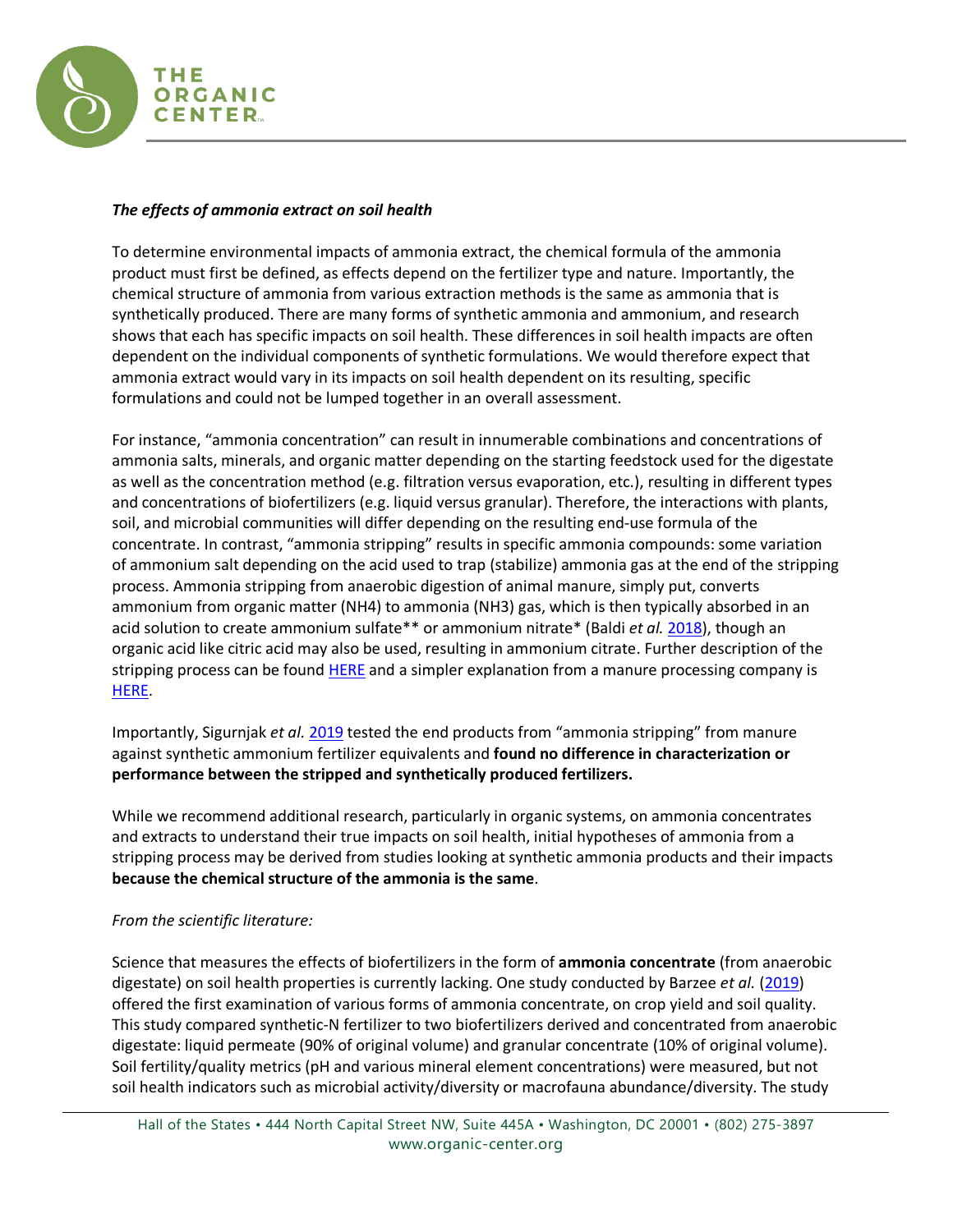***The effects of ammonia extract on soil health***

To determine environmental impacts of ammonia extract, the chemical formula of the ammonia product must first be defined, as effects depend on the fertilizer type and nature. Importantly, the chemical structure of ammonia from various extraction methods is the same as ammonia that is synthetically produced. There are many forms of synthetic ammonia and ammonium, and research shows that each has specific impacts on soil health. These differences in soil health impacts are often dependent on the individual components of synthetic formulations. We would therefore expect that ammonia extract would vary in its impacts on soil health dependent on its resulting, specific formulations and could not be lumped together in an overall assessment.

For instance, "ammonia concentration" can result in innumerable combinations and concentrations of ammonia salts, minerals, and organic matter depending on the starting feedstock used for the digestate as well as the concentration method (e.g. filtration versus evaporation, etc.), resulting in different types and concentrations of biofertilizers (e.g. liquid versus granular). Therefore, the interactions with plants, soil, and microbial communities will differ depending on the resulting end-use formula of the concentrate. In contrast, "ammonia stripping" results in specific ammonia compounds: some variation of ammonium salt depending on the acid used to trap (stabilize) ammonia gas at the end of the stripping process. Ammonia stripping from anaerobic digestion of animal manure, simply put, converts ammonium from organic matter ($NH_4$) to ammonia ($NH_3$) gas, which is then typically absorbed in an acid solution to create ammonium sulfate** or ammonium nitrate* (Baldi *et al.* 2018), though an organic acid like citric acid may also be used, resulting in ammonium citrate. Further description of the stripping process can be found HERE and a simpler explanation from a manure processing company is HERE.

Importantly, Sigurnjak *et al.* 2019 tested the end products from "ammonia stripping" from manure against synthetic ammonium fertilizer equivalents and **found no difference in characterization or performance between the stripped and synthetically produced fertilizers.**

While we recommend additional research, particularly in organic systems, on ammonia concentrates and extracts to understand their true impacts on soil health, initial hypotheses of ammonia from a stripping process may be derived from studies looking at synthetic ammonia products and their impacts **because the chemical structure of the ammonia is the same**.

*From the scientific literature:*

Science that measures the effects of biofertilizers in the form of **ammonia concentrate** (from anaerobic digestate) on soil health properties is currently lacking. One study conducted by Barzee *et al.* (2019) offered the first examination of various forms of ammonia concentrate, on crop yield and soil quality. This study compared synthetic-N fertilizer to two biofertilizers derived and concentrated from anaerobic digestate: liquid permeate (90% of original volume) and granular concentrate (10% of original volume). Soil fertility/quality metrics (pH and various mineral element concentrations) were measured, but not soil health indicators such as microbial activity/diversity or macrofauna abundance/diversity. The study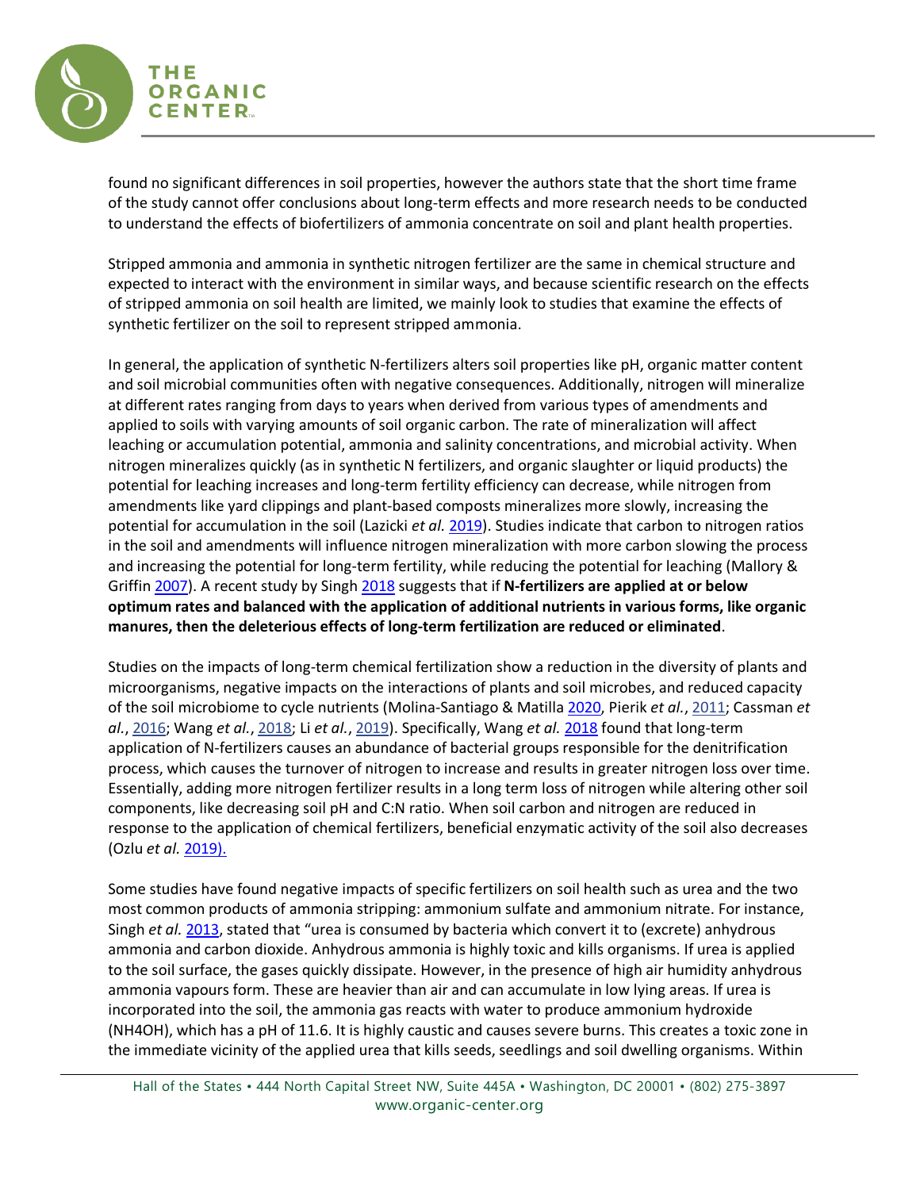found no significant differences in soil properties, however the authors state that the short time frame of the study cannot offer conclusions about long-term effects and more research needs to be conducted to understand the effects of biofertilizers of ammonia concentrate on soil and plant health properties.

Stripped ammonia and ammonia in synthetic nitrogen fertilizer are the same in chemical structure and expected to interact with the environment in similar ways, and because scientific research on the effects of stripped ammonia on soil health are limited, we mainly look to studies that examine the effects of synthetic fertilizer on the soil to represent stripped ammonia.

In general, the application of synthetic N-fertilizers alters soil properties like pH, organic matter content and soil microbial communities often with negative consequences. Additionally, nitrogen will mineralize at different rates ranging from days to years when derived from various types of amendments and applied to soils with varying amounts of soil organic carbon. The rate of mineralization will affect leaching or accumulation potential, ammonia and salinity concentrations, and microbial activity. When nitrogen mineralizes quickly (as in synthetic N fertilizers, and organic slaughter or liquid products) the potential for leaching increases and long-term fertility efficiency can decrease, while nitrogen from amendments like yard clippings and plant-based composts mineralizes more slowly, increasing the potential for accumulation in the soil (Lazicki *et al.* 2019). Studies indicate that carbon to nitrogen ratios in the soil and amendments will influence nitrogen mineralization with more carbon slowing the process and increasing the potential for long-term fertility, while reducing the potential for leaching (Mallory & Griffin 2007). A recent study by Singh 2018 suggests that if **N-fertilizers are applied at or below optimum rates and balanced with the application of additional nutrients in various forms, like organic manures, then the deleterious effects of long-term fertilization are reduced or eliminated**.

Studies on the impacts of long-term chemical fertilization show a reduction in the diversity of plants and microorganisms, negative impacts on the interactions of plants and soil microbes, and reduced capacity of the soil microbiome to cycle nutrients (Molina-Santiago & Matilla 2020, Pierik *et al.*, 2011; Cassman *et al.*, 2016; Wang *et al.*, 2018; Li *et al.*, 2019). Specifically, Wang *et al.* 2018 found that long-term application of N-fertilizers causes an abundance of bacterial groups responsible for the denitrification process, which causes the turnover of nitrogen to increase and results in greater nitrogen loss over time. Essentially, adding more nitrogen fertilizer results in a long term loss of nitrogen while altering other soil components, like decreasing soil pH and C:N ratio. When soil carbon and nitrogen are reduced in response to the application of chemical fertilizers, beneficial enzymatic activity of the soil also decreases (Ozlu *et al.* 2019).

Some studies have found negative impacts of specific fertilizers on soil health such as urea and the two most common products of ammonia stripping: ammonium sulfate and ammonium nitrate. For instance, Singh *et al.* 2013, stated that "urea is consumed by bacteria which convert it to (excrete) anhydrous ammonia and carbon dioxide. Anhydrous ammonia is highly toxic and kills organisms. If urea is applied to the soil surface, the gases quickly dissipate. However, in the presence of high air humidity anhydrous ammonia vapours form. These are heavier than air and can accumulate in low lying areas. If urea is incorporated into the soil, the ammonia gas reacts with water to produce ammonium hydroxide ($NH_4OH$), which has a pH of 11.6. It is highly caustic and causes severe burns. This creates a toxic zone in the immediate vicinity of the applied urea that kills seeds, seedlings and soil dwelling organisms. Within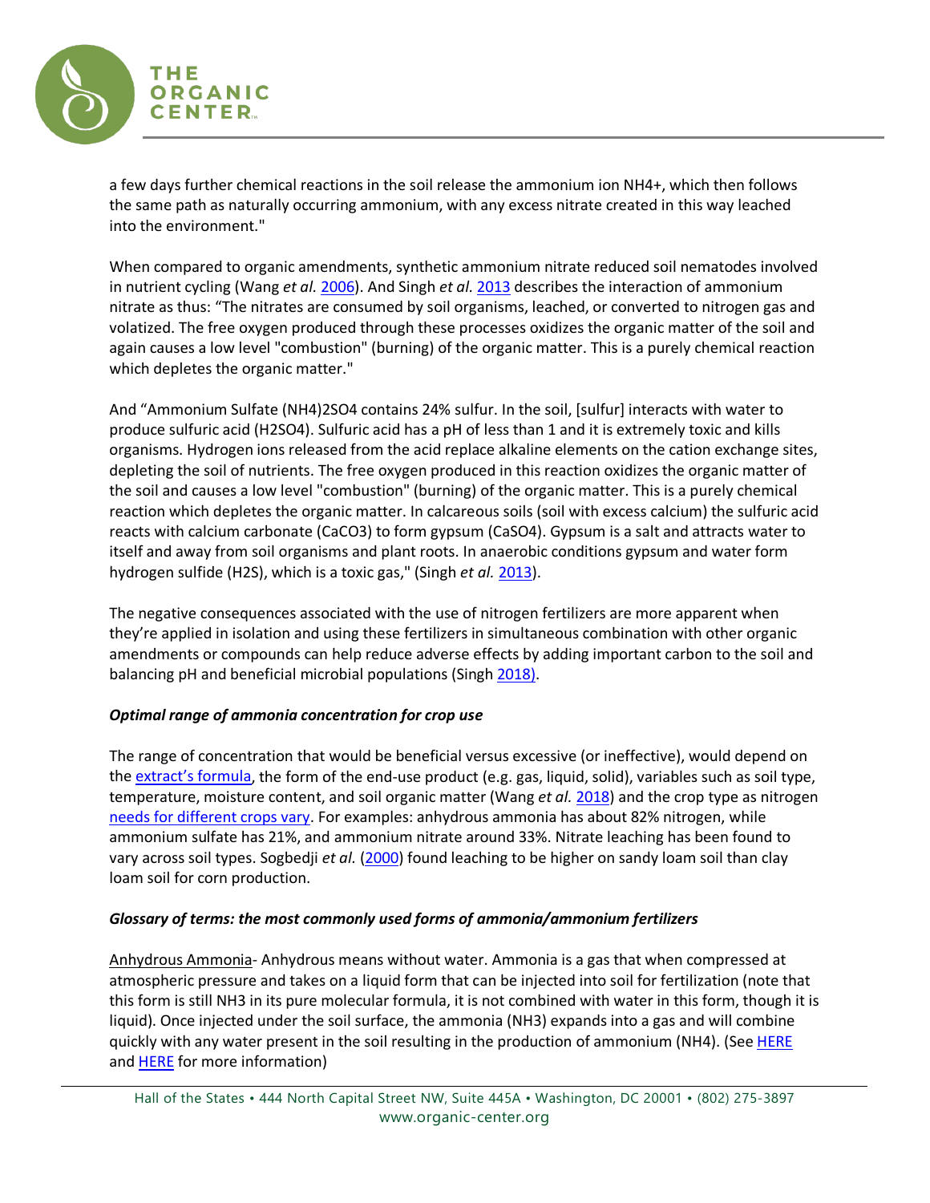a few days further chemical reactions in the soil release the ammonium ion $NH_4^+$, which then follows the same path as naturally occurring ammonium, with any excess nitrate created in this way leached into the environment."

When compared to organic amendments, synthetic ammonium nitrate reduced soil nematodes involved in nutrient cycling (Wang *et al.* 2006). And Singh *et al.* 2013 describes the interaction of ammonium nitrate as thus: "The nitrates are consumed by soil organisms, leached, or converted to nitrogen gas and volatized. The free oxygen produced through these processes oxidizes the organic matter of the soil and again causes a low level "combustion" (burning) of the organic matter. This is a purely chemical reaction which depletes the organic matter."

And "Ammonium Sulfate $(NH_4)_2SO_4$ contains 24% sulfur. In the soil, [sulfur] interacts with water to produce sulfuric acid ($H_2SO_4$). Sulfuric acid has a pH of less than 1 and it is extremely toxic and kills organisms. Hydrogen ions released from the acid replace alkaline elements on the cation exchange sites, depleting the soil of nutrients. The free oxygen produced in this reaction oxidizes the organic matter of the soil and causes a low level "combustion" (burning) of the organic matter. This is a purely chemical reaction which depletes the organic matter. In calcareous soils (soil with excess calcium) the sulfuric acid reacts with calcium carbonate ($CaCO_3$) to form gypsum ($CaSO_4$). Gypsum is a salt and attracts water to itself and away from soil organisms and plant roots. In anaerobic conditions gypsum and water form hydrogen sulfide ($H_2S$), which is a toxic gas," (Singh *et al.* 2013).

The negative consequences associated with the use of nitrogen fertilizers are more apparent when they're applied in isolation and using these fertilizers in simultaneous combination with other organic amendments or compounds can help reduce adverse effects by adding important carbon to the soil and balancing pH and beneficial microbial populations (Singh 2018).

***Optimal range of ammonia concentration for crop use***

The range of concentration that would be beneficial versus excessive (or ineffective), would depend on the extract's formula, the form of the end-use product (e.g. gas, liquid, solid), variables such as soil type, temperature, moisture content, and soil organic matter (Wang *et al.* 2018) and the crop type as nitrogen needs for different crops vary. For examples: anhydrous ammonia has about 82% nitrogen, while ammonium sulfate has 21%, and ammonium nitrate around 33%. Nitrate leaching has been found to vary across soil types. Sogbedji *et al.* (2000) found leaching to be higher on sandy loam soil than clay loam soil for corn production.

***Glossary of terms: the most commonly used forms of ammonia/ammonium fertilizers***

Anhydrous Ammonia- Anhydrous means without water. Ammonia is a gas that when compressed at atmospheric pressure and takes on a liquid form that can be injected into soil for fertilization (note that this form is still $NH_3$ in its pure molecular formula, it is not combined with water in this form, though it is liquid). Once injected under the soil surface, the ammonia ($NH_3$) expands into a gas and will combine quickly with any water present in the soil resulting in the production of ammonium ($NH_4$). (See HERE and HERE for more information)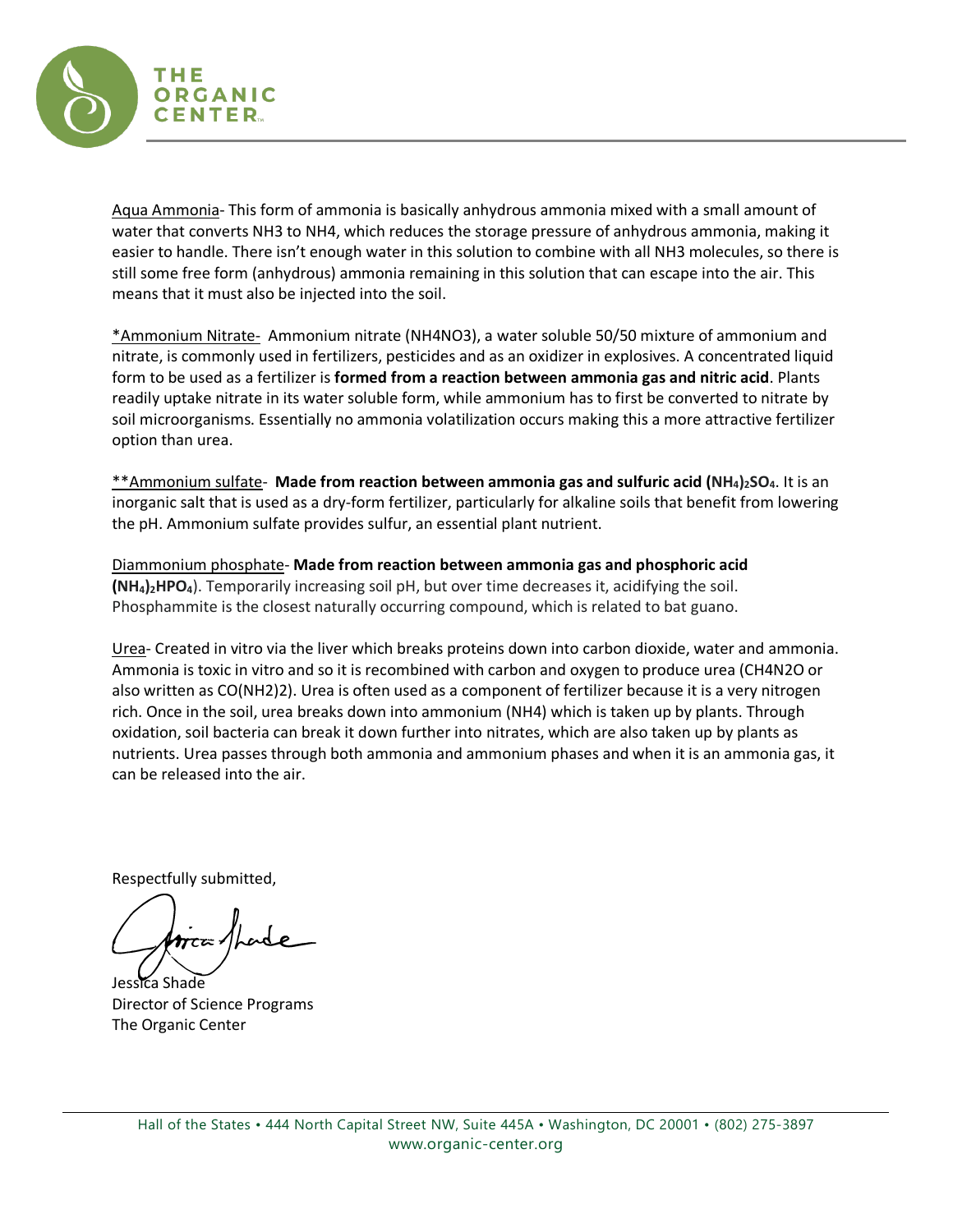Aqua Ammonia- This form of ammonia is basically anhydrous ammonia mixed with a small amount of water that converts $NH_3$ to $NH_4$, which reduces the storage pressure of anhydrous ammonia, making it easier to handle. There isn't enough water in this solution to combine with all $NH_3$ molecules, so there is still some free form (anhydrous) ammonia remaining in this solution that can escape into the air. This means that it must also be injected into the soil.

*Ammonium Nitrate- Ammonium nitrate ($NH_4NO_3$), a water soluble 50/50 mixture of ammonium and nitrate, is commonly used in fertilizers, pesticides and as an oxidizer in explosives. A concentrated liquid form to be used as a fertilizer is **formed from a reaction between ammonia gas and nitric acid**. Plants readily uptake nitrate in its water soluble form, while ammonium has to first be converted to nitrate by soil microorganisms. Essentially no ammonia volatilization occurs making this a more attractive fertilizer option than urea.

**Ammonium sulfate- **Made from reaction between ammonia gas and sulfuric acid $(NH_4)_2SO_4$**. It is an inorganic salt that is used as a dry-form fertilizer, particularly for alkaline soils that benefit from lowering the pH. Ammonium sulfate provides sulfur, an essential plant nutrient.

Diammonium phosphate- **Made from reaction between ammonia gas and phosphoric acid $(NH_4)_2HPO_4$**). Temporarily increasing soil pH, but over time decreases it, acidifying the soil. Phosphammite is the closest naturally occurring compound, which is related to bat guano.

Urea- Created in vitro via the liver which breaks proteins down into carbon dioxide, water and ammonia. Ammonia is toxic in vitro and so it is recombined with carbon and oxygen to produce urea ($CH_4N_2O$ or also written as $CO(NH_2)_2$). Urea is often used as a component of fertilizer because it is a very nitrogen rich. Once in the soil, urea breaks down into ammonium ($NH_4$) which is taken up by plants. Through oxidation, soil bacteria can break it down further into nitrates, which are also taken up by plants as nutrients. Urea passes through both ammonia and ammonium phases and when it is an ammonia gas, it can be released into the air.

Respectfully submitted,

Jessica Shade
Director of Science Programs
The Organic Center